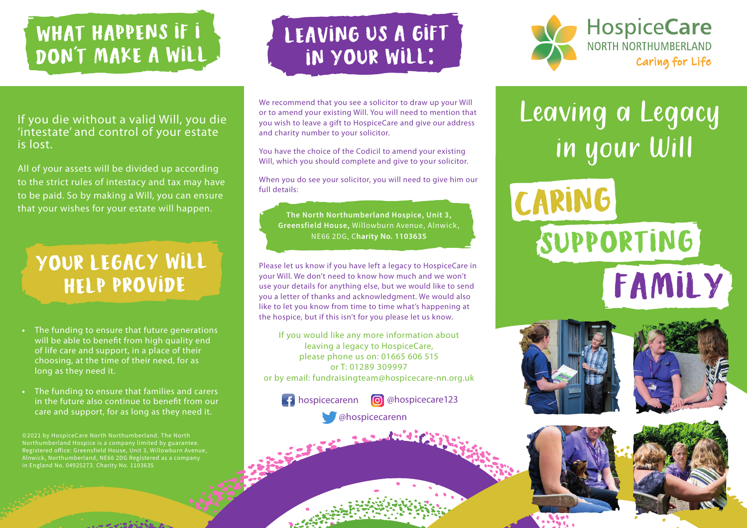# WHAT HAPPENS IF I DON'T MAKE A WILL

If you die without a valid Will, you die 'intestate' and control of your estate is lost.

All of your assets will be divided up according to the strict rules of intestacy and tax may have to be paid. So by making a Will, you can ensure that your wishes for your estate will happen.

## YOUR LEGACY WILL HELP PROVIDE

- The funding to ensure that future generations will be able to benefit from high quality end of life care and support, in a place of their choosing, at the time of their need, for as long as they need it.
- The funding to ensure that families and carers in the future also continue to benefit from our care and support, for as long as they need it.

©2021 by HospiceCare North Northumberland. The North Northumberland Hospice is a company limited by guarantee. Registered office: Greensfield House, Unit 3, Willowburn Avenue, Alnwick, Northumberland, NE66 2DG Registered as a company in England No. 04925273. Charity No. 1103635

# LEAVING US A GIFT IN YOUR WILL:

We recommend that you see a solicitor to draw up your Will or to amend your existing Will. You will need to mention that you wish to leave a gift to HospiceCare and give our address and charity number to your solicitor.

You have the choice of the Codicil to amend your existing Will, which you should complete and give to your solicitor.

When you do see your solicitor, you will need to give him our full details:

**The North Northumberland Hospice, Unit 3, Greensfield House,** Willowburn Avenue, Alnwick, NE66 2DG, C**harity No. 1103635**

Please let us know if you have left a legacy to HospiceCare in your Will. We don't need to know how much and we won't use your details for anything else, but we would like to send you a letter of thanks and acknowledgment. We would also like to let you know from time to time what's happening at the hospice, but if this isn't for you please let us know.

If you would like any more information about leaving a legacy to HospiceCare, please phone us on: 01665 606 515 or T: 01289 309997 or by email: fundraisingteam@hospicecare-nn.org.uk

hospicecarenn @hospicecare123

@hospicecarenn

HospiceCare NORTH NORTHUMBERLAND

Caring for Life

# Leaving a Legacy in your Will

CARING

SUPPORTING

FAMILY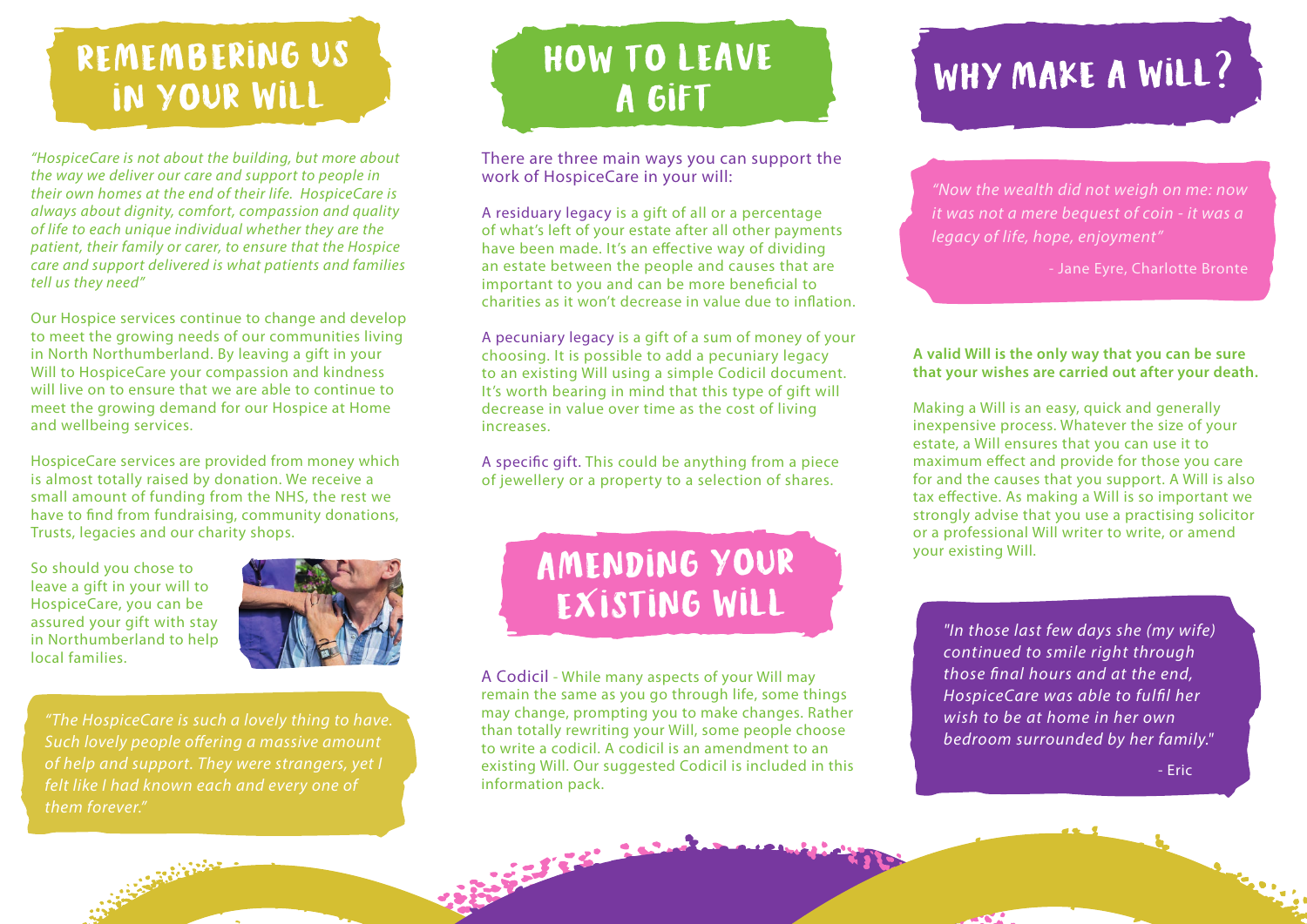# REMEMBERING US IN YOUR WILL

*"HospiceCare is not about the building, but more about the way we deliver our care and support to people in their own homes at the end of their life. HospiceCare is always about dignity, comfort, compassion and quality of life to each unique individual whether they are the patient, their family or carer, to ensure that the Hospice care and support delivered is what patients and families tell us they need"*

Our Hospice services continue to change and develop to meet the growing needs of our communities living in North Northumberland. By leaving a gift in your Will to HospiceCare your compassion and kindness will live on to ensure that we are able to continue to meet the growing demand for our Hospice at Home and wellbeing services.

HospiceCare services are provided from money which is almost totally raised by donation. We receive a small amount of funding from the NHS, the rest we have to find from fundraising, community donations, Trusts, legacies and our charity shops.

So should you chose to leave a gift in your will to HospiceCare, you can be assured your gift with stay in Northumberland to help local families.

*"The HospiceCare is such a lovely thing to have. Such lovely people offering a massive amount of help and support. They were strangers, yet I felt like I had known each and every one of them forever."*

# HOW TO LEAVE A GIFT

There are three main ways you can support the work of HospiceCare in your will:

A residuary legacy is a gift of all or a percentage of what's left of your estate after all other payments have been made. It's an effective way of dividing an estate between the people and causes that are important to you and can be more beneficial to charities as it won't decrease in value due to inflation.

A pecuniary legacy is a gift of a sum of money of your choosing. It is possible to add a pecuniary legacy to an existing Will using a simple Codicil document. It's worth bearing in mind that this type of gift will decrease in value over time as the cost of living increases.

A specific gift. This could be anything from a piece of jewellery or a property to a selection of shares.

# AMENDING YOUR EXISTING WILL

A Codicil - While many aspects of your Will may remain the same as you go through life, some things may change, prompting you to make changes. Rather than totally rewriting your Will, some people choose to write a codicil. A codicil is an amendment to an existing Will. Our suggested Codicil is included in this information pack.

# WHY MAKE A WILL?

*"Now the wealth did not weigh on me: now it was not a mere bequest of coin - it was a legacy of life, hope, enjoyment"*

- Jane Eyre, Charlotte Bronte

**A valid Will is the only way that you can be sure that your wishes are carried out after your death.**

Making a Will is an easy, quick and generally inexpensive process. Whatever the size of your estate, a Will ensures that you can use it to maximum effect and provide for those you care for and the causes that you support. A Will is also tax effective. As making a Will is so important we strongly advise that you use a practising solicitor or a professional Will writer to write, or amend your existing Will.

*"In those last few days she (my wife) continued to smile right through those final hours and at the end, HospiceCare was able to fulfil her wish to be at home in her own bedroom surrounded by her family."*

- Eric